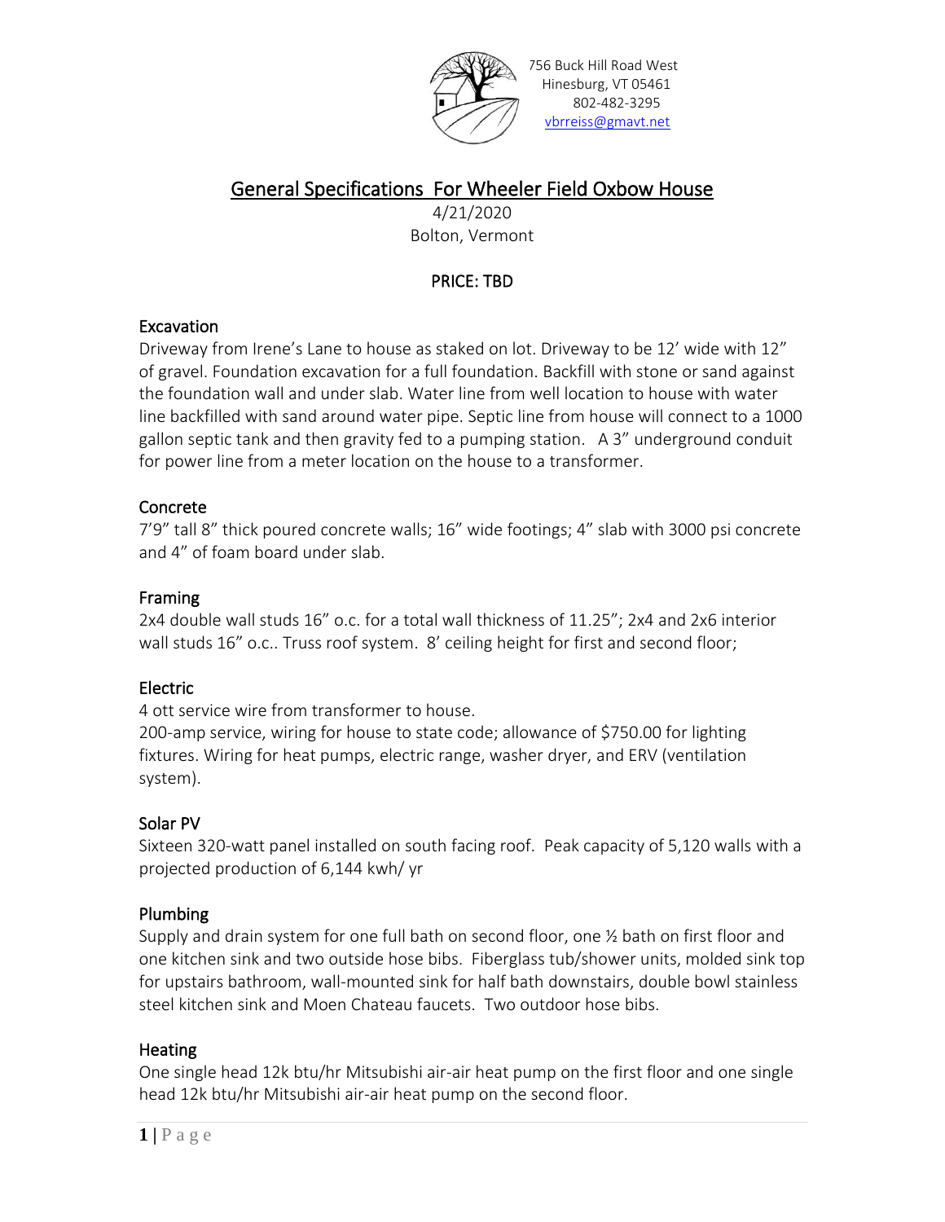756 Buck Hill Road West
Hinesburg, VT 05461
802-482-3295
vbrreiss@gmavt.net

# General Specifications For Wheeler Field Oxbow House

4/21/2020
Bolton, Vermont

**PRICE: TBD**

## Excavation

Driveway from Irene's Lane to house as staked on lot. Driveway to be 12' wide with 12" of gravel. Foundation excavation for a full foundation. Backfill with stone or sand against the foundation wall and under slab. Water line from well location to house with water line backfilled with sand around water pipe. Septic line from house will connect to a 1000 gallon septic tank and then gravity fed to a pumping station. A 3" underground conduit for power line from a meter location on the house to a transformer.

## Concrete

7'9" tall 8" thick poured concrete walls; 16" wide footings; 4" slab with 3000 psi concrete and 4" of foam board under slab.

## Framing

2x4 double wall studs 16" o.c. for a total wall thickness of 11.25"; 2x4 and 2x6 interior wall studs 16" o.c.. Truss roof system. 8' ceiling height for first and second floor;

## Electric

4 ott service wire from transformer to house.
200-amp service, wiring for house to state code; allowance of $750.00 for lighting fixtures. Wiring for heat pumps, electric range, washer dryer, and ERV (ventilation system).

## Solar PV

Sixteen 320-watt panel installed on south facing roof. Peak capacity of 5,120 walls with a projected production of 6,144 kwh/ yr

## Plumbing

Supply and drain system for one full bath on second floor, one ½ bath on first floor and one kitchen sink and two outside hose bibs. Fiberglass tub/shower units, molded sink top for upstairs bathroom, wall-mounted sink for half bath downstairs, double bowl stainless steel kitchen sink and Moen Chateau faucets. Two outdoor hose bibs.

## Heating

One single head 12k btu/hr Mitsubishi air-air heat pump on the first floor and one single head 12k btu/hr Mitsubishi air-air heat pump on the second floor.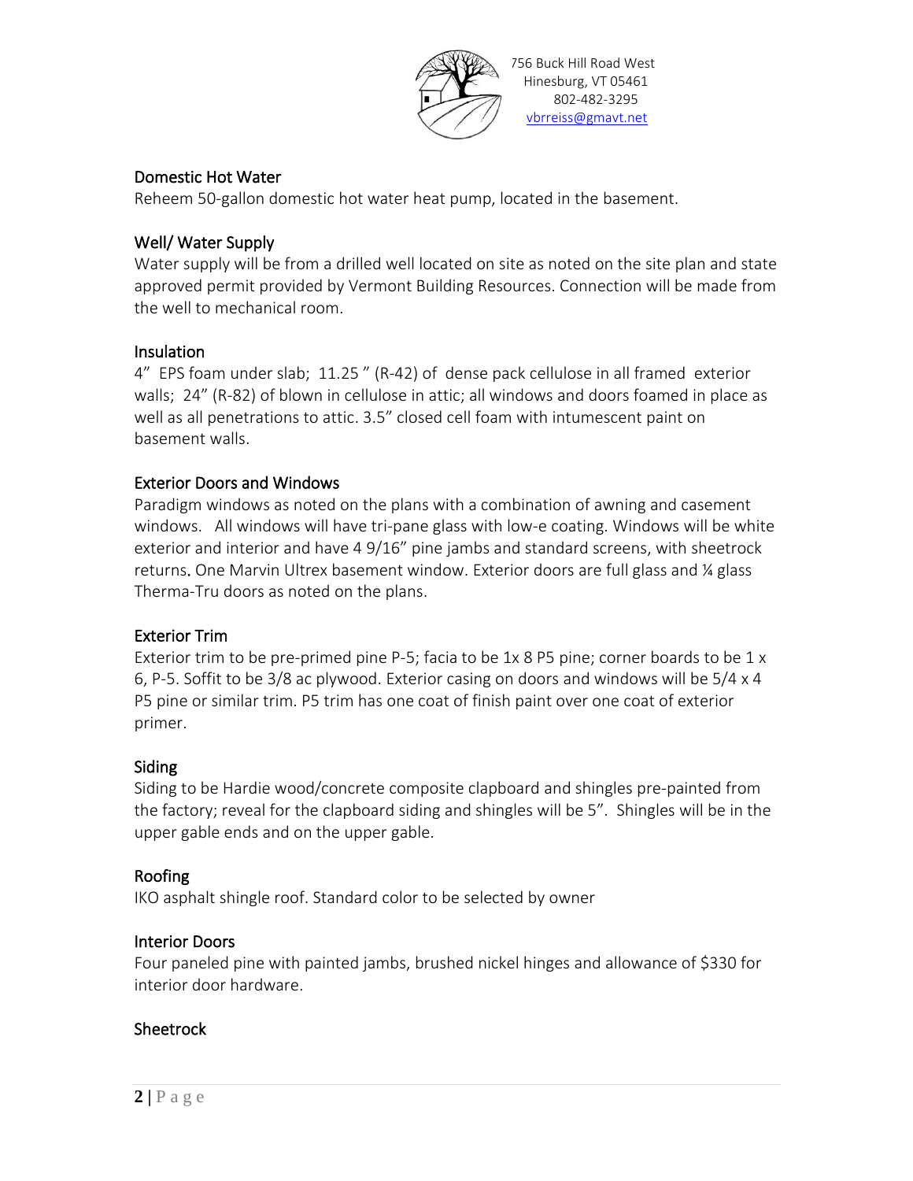756 Buck Hill Road West
Hinesburg, VT 05461
802-482-3295
vbrreiss@gmavt.net

## Domestic Hot Water

Reheem 50-gallon domestic hot water heat pump, located in the basement.

## Well/ Water Supply

Water supply will be from a drilled well located on site as noted on the site plan and state approved permit provided by Vermont Building Resources. Connection will be made from the well to mechanical room.

## Insulation

4" EPS foam under slab; 11.25 " (R-42) of dense pack cellulose in all framed exterior walls; 24" (R-82) of blown in cellulose in attic; all windows and doors foamed in place as well as all penetrations to attic. 3.5" closed cell foam with intumescent paint on basement walls.

## Exterior Doors and Windows

Paradigm windows as noted on the plans with a combination of awning and casement windows. All windows will have tri-pane glass with low-e coating. Windows will be white exterior and interior and have 4 9/16" pine jambs and standard screens, with sheetrock returns. One Marvin Ultrex basement window. Exterior doors are full glass and ¼ glass Therma-Tru doors as noted on the plans.

## Exterior Trim

Exterior trim to be pre-primed pine P-5; facia to be 1x 8 P5 pine; corner boards to be 1 x 6, P-5. Soffit to be 3/8 ac plywood. Exterior casing on doors and windows will be 5/4 x 4 P5 pine or similar trim. P5 trim has one coat of finish paint over one coat of exterior primer.

## Siding

Siding to be Hardie wood/concrete composite clapboard and shingles pre-painted from the factory; reveal for the clapboard siding and shingles will be 5". Shingles will be in the upper gable ends and on the upper gable.

## Roofing

IKO asphalt shingle roof. Standard color to be selected by owner

## Interior Doors

Four paneled pine with painted jambs, brushed nickel hinges and allowance of $330 for interior door hardware.

## Sheetrock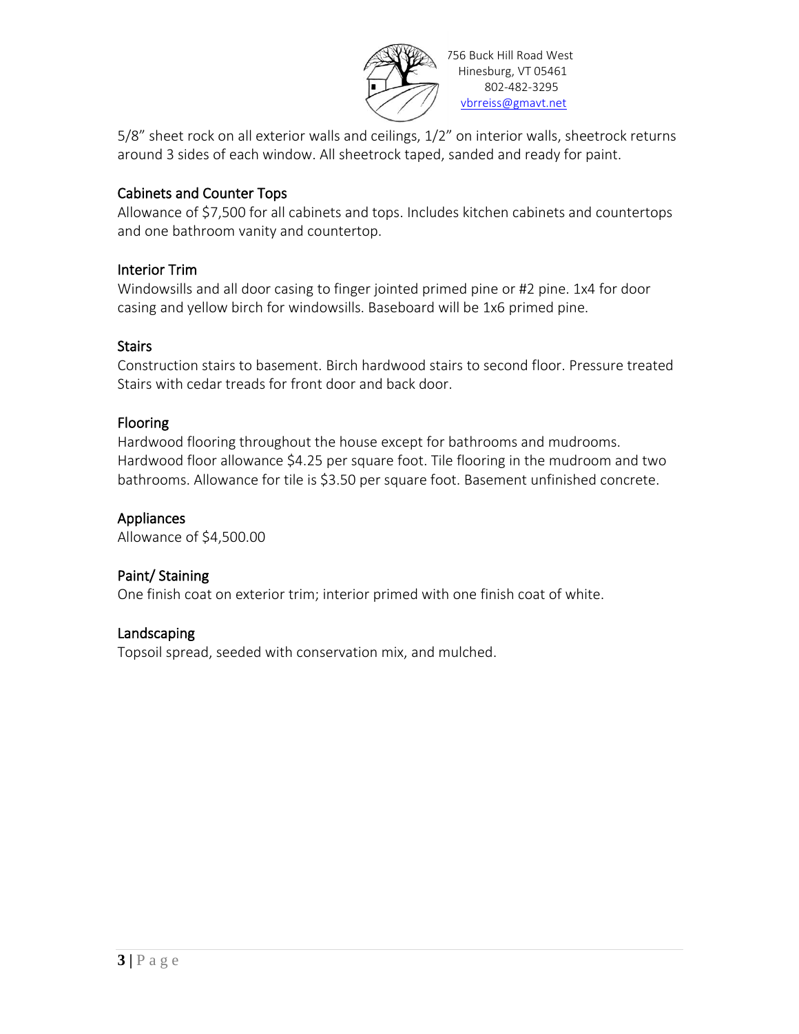756 Buck Hill Road West
Hinesburg, VT 05461
802-482-3295
vbrreiss@gmavt.net

5/8" sheet rock on all exterior walls and ceilings, 1/2" on interior walls, sheetrock returns around 3 sides of each window. All sheetrock taped, sanded and ready for paint.

### Cabinets and Counter Tops

Allowance of $7,500 for all cabinets and tops. Includes kitchen cabinets and countertops and one bathroom vanity and countertop.

### Interior Trim

Windowsills and all door casing to finger jointed primed pine or #2 pine. 1x4 for door casing and yellow birch for windowsills. Baseboard will be 1x6 primed pine.

### Stairs

Construction stairs to basement. Birch hardwood stairs to second floor. Pressure treated Stairs with cedar treads for front door and back door.

### Flooring

Hardwood flooring throughout the house except for bathrooms and mudrooms. Hardwood floor allowance $4.25 per square foot. Tile flooring in the mudroom and two bathrooms. Allowance for tile is $3.50 per square foot. Basement unfinished concrete.

### Appliances

Allowance of $4,500.00

### Paint/ Staining

One finish coat on exterior trim; interior primed with one finish coat of white.

### Landscaping

Topsoil spread, seeded with conservation mix, and mulched.